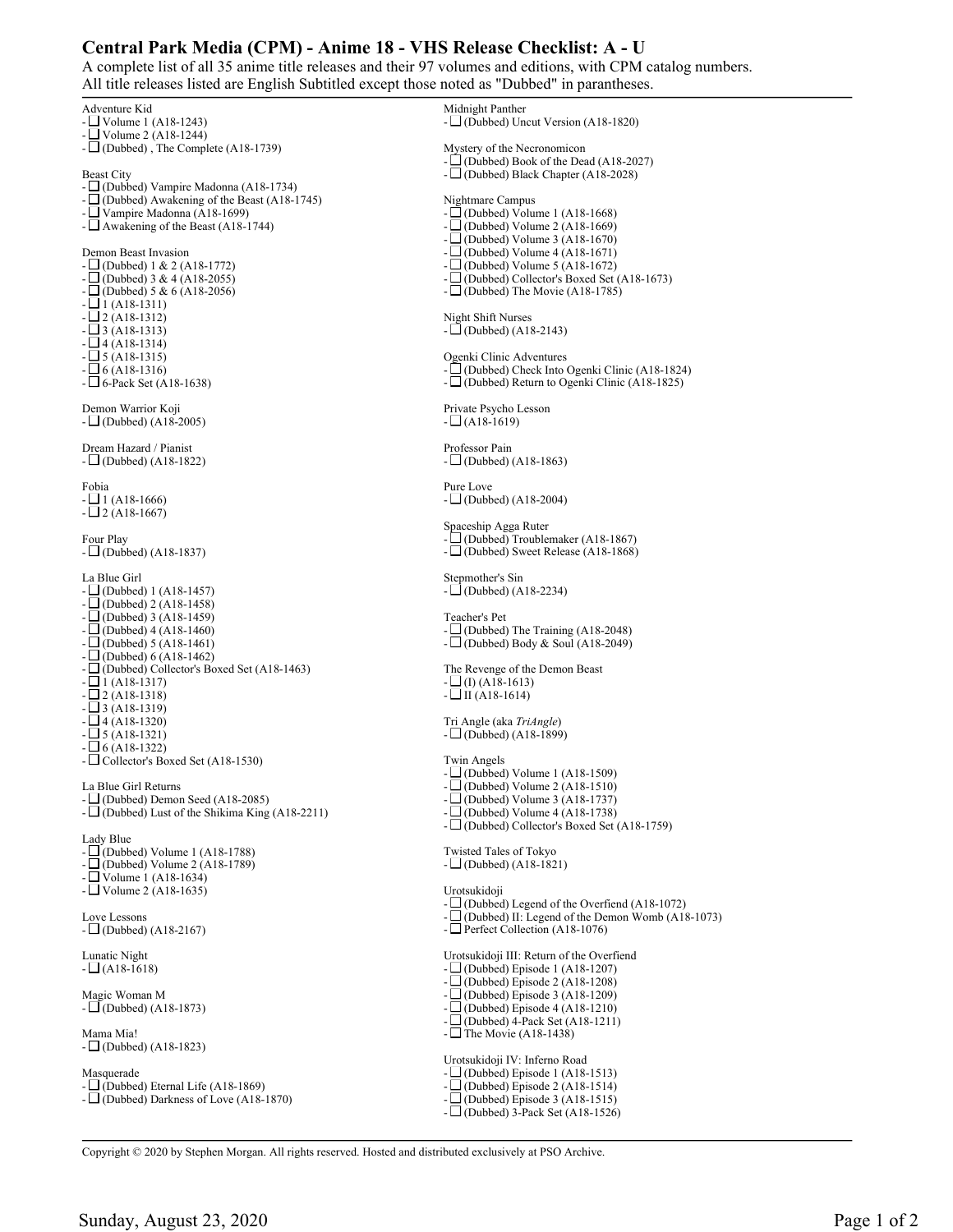# Central Park Media (CPM) - Anime 18 - VHS Release Checklist: A - U

A complete list of all 35 anime title releases and their 97 volumes and editions, with CPM catalog numbers.
All title releases listed are English Subtitled except those noted as "Dubbed" in parantheses.

Adventure Kid
- ☐ Volume 1 (A18-1243)
- ☐ Volume 2 (A18-1244)
- ☐ (Dubbed) , The Complete (A18-1739)

Beast City
- ☐ (Dubbed) Vampire Madonna (A18-1734)
- ☐ (Dubbed) Awakening of the Beast (A18-1745)
- ☐ Vampire Madonna (A18-1699)
- ☐ Awakening of the Beast (A18-1744)

Demon Beast Invasion
- ☐ (Dubbed) 1 & 2 (A18-1772)
- ☐ (Dubbed) 3 & 4 (A18-2055)
- ☐ (Dubbed) 5 & 6 (A18-2056)
- ☐ 1 (A18-1311)
- ☐ 2 (A18-1312)
- ☐ 3 (A18-1313)
- ☐ 4 (A18-1314)
- ☐ 5 (A18-1315)
- ☐ 6 (A18-1316)
- ☐ 6-Pack Set (A18-1638)

Demon Warrior Koji
- ☐ (Dubbed) (A18-2005)

Dream Hazard / Pianist
- ☐ (Dubbed) (A18-1822)

Fobia
- ☐ 1 (A18-1666)
- ☐ 2 (A18-1667)

Four Play
- ☐ (Dubbed) (A18-1837)

La Blue Girl
- ☐ (Dubbed) 1 (A18-1457)
- ☐ (Dubbed) 2 (A18-1458)
- ☐ (Dubbed) 3 (A18-1459)
- ☐ (Dubbed) 4 (A18-1460)
- ☐ (Dubbed) 5 (A18-1461)
- ☐ (Dubbed) 6 (A18-1462)
- ☐ (Dubbed) Collector's Boxed Set (A18-1463)
- ☐ 1 (A18-1317)
- ☐ 2 (A18-1318)
- ☐ 3 (A18-1319)
- ☐ 4 (A18-1320)
- ☐ 5 (A18-1321)
- ☐ 6 (A18-1322)
- ☐ Collector's Boxed Set (A18-1530)

La Blue Girl Returns
- ☐ (Dubbed) Demon Seed (A18-2085)
- ☐ (Dubbed) Lust of the Shikima King (A18-2211)

Lady Blue
- ☐ (Dubbed) Volume 1 (A18-1788)
- ☐ (Dubbed) Volume 2 (A18-1789)
- ☐ Volume 1 (A18-1634)
- ☐ Volume 2 (A18-1635)

Love Lessons
- ☐ (Dubbed) (A18-2167)

Lunatic Night
- ☐ (A18-1618)

Magic Woman M
- ☐ (Dubbed) (A18-1873)

Mama Mia!
- ☐ (Dubbed) (A18-1823)

Masquerade
- ☐ (Dubbed) Eternal Life (A18-1869)
- ☐ (Dubbed) Darkness of Love (A18-1870)

Midnight Panther
- ☐ (Dubbed) Uncut Version (A18-1820)

Mystery of the Necronomicon
- ☐ (Dubbed) Book of the Dead (A18-2027)
- ☐ (Dubbed) Black Chapter (A18-2028)

Nightmare Campus
- ☐ (Dubbed) Volume 1 (A18-1668)
- ☐ (Dubbed) Volume 2 (A18-1669)
- ☐ (Dubbed) Volume 3 (A18-1670)
- ☐ (Dubbed) Volume 4 (A18-1671)
- ☐ (Dubbed) Volume 5 (A18-1672)
- ☐ (Dubbed) Collector's Boxed Set (A18-1673)
- ☐ (Dubbed) The Movie (A18-1785)

Night Shift Nurses
- ☐ (Dubbed) (A18-2143)

Ogenki Clinic Adventures
- ☐ (Dubbed) Check Into Ogenki Clinic (A18-1824)
- ☐ (Dubbed) Return to Ogenki Clinic (A18-1825)

Private Psycho Lesson
- ☐ (A18-1619)

Professor Pain
- ☐ (Dubbed) (A18-1863)

Pure Love
- ☐ (Dubbed) (A18-2004)

Spaceship Agga Ruter
- ☐ (Dubbed) Troublemaker (A18-1867)
- ☐ (Dubbed) Sweet Release (A18-1868)

Stepmother's Sin
- ☐ (Dubbed) (A18-2234)

Teacher's Pet
- ☐ (Dubbed) The Training (A18-2048)
- ☐ (Dubbed) Body & Soul (A18-2049)

The Revenge of the Demon Beast
- ☐ (I) (A18-1613)
- ☐ II (A18-1614)

Tri Angle (aka *TriAngle*)
- ☐ (Dubbed) (A18-1899)

Twin Angels
- ☐ (Dubbed) Volume 1 (A18-1509)
- ☐ (Dubbed) Volume 2 (A18-1510)
- ☐ (Dubbed) Volume 3 (A18-1737)
- ☐ (Dubbed) Volume 4 (A18-1738)
- ☐ (Dubbed) Collector's Boxed Set (A18-1759)

Twisted Tales of Tokyo
- ☐ (Dubbed) (A18-1821)

Urotsukidoji
- ☐ (Dubbed) Legend of the Overfiend (A18-1072)
- ☐ (Dubbed) II: Legend of the Demon Womb (A18-1073)
- ☐ Perfect Collection (A18-1076)

Urotsukidoji III: Return of the Overfiend
- ☐ (Dubbed) Episode 1 (A18-1207)
- ☐ (Dubbed) Episode 2 (A18-1208)
- ☐ (Dubbed) Episode 3 (A18-1209)
- ☐ (Dubbed) Episode 4 (A18-1210)
- ☐ (Dubbed) 4-Pack Set (A18-1211)
- ☐ The Movie (A18-1438)

Urotsukidoji IV: Inferno Road
- ☐ (Dubbed) Episode 1 (A18-1513)
- ☐ (Dubbed) Episode 2 (A18-1514)
- ☐ (Dubbed) Episode 3 (A18-1515)
- ☐ (Dubbed) 3-Pack Set (A18-1526)

Copyright © 2020 by Stephen Morgan. All rights reserved. Hosted and distributed exclusively at PSO Archive.

Sunday, August 23, 2020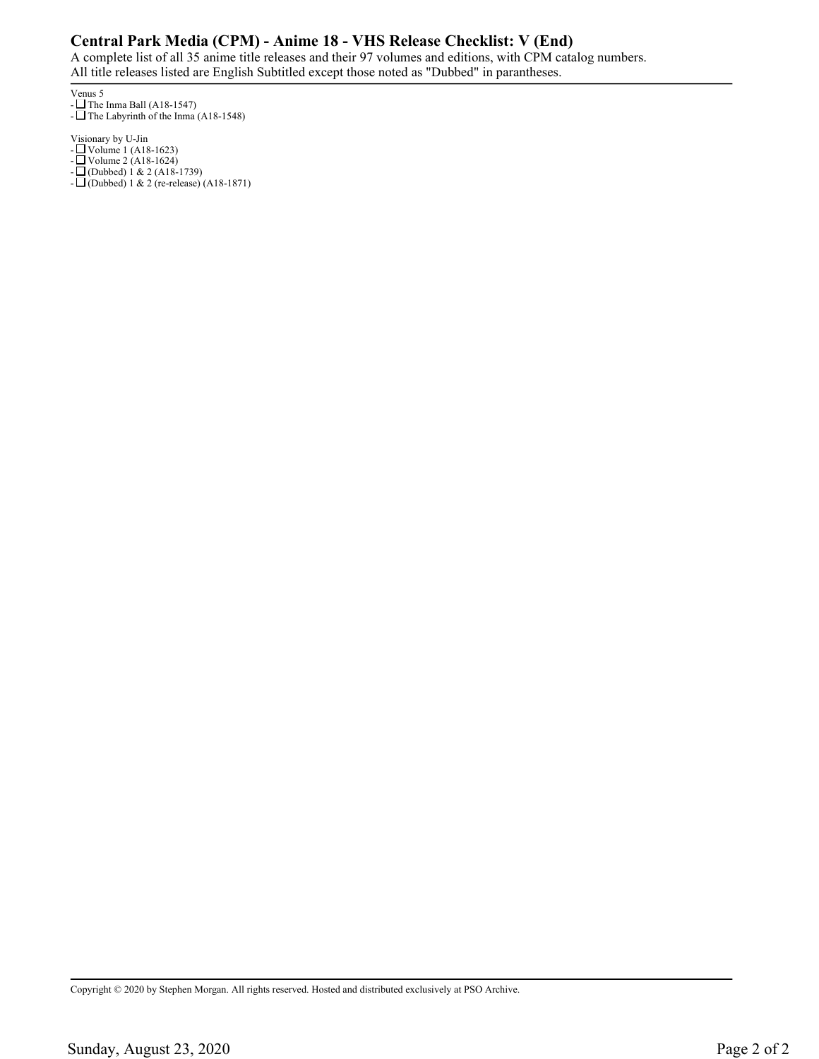## Central Park Media (CPM) - Anime 18 - VHS Release Checklist: V (End)

A complete list of all 35 anime title releases and their 97 volumes and editions, with CPM catalog numbers.
All title releases listed are English Subtitled except those noted as "Dubbed" in parantheses.

Venus 5
- ☐ The Inma Ball (A18-1547)
- ☐ The Labyrinth of the Inma (A18-1548)

Visionary by U-Jin
- ☐ Volume 1 (A18-1623)
- ☐ Volume 2 (A18-1624)
- ☐ (Dubbed) 1 & 2 (A18-1739)
- ☐ (Dubbed) 1 & 2 (re-release) (A18-1871)

Copyright © 2020 by Stephen Morgan. All rights reserved. Hosted and distributed exclusively at PSO Archive.

Sunday, August 23, 2020